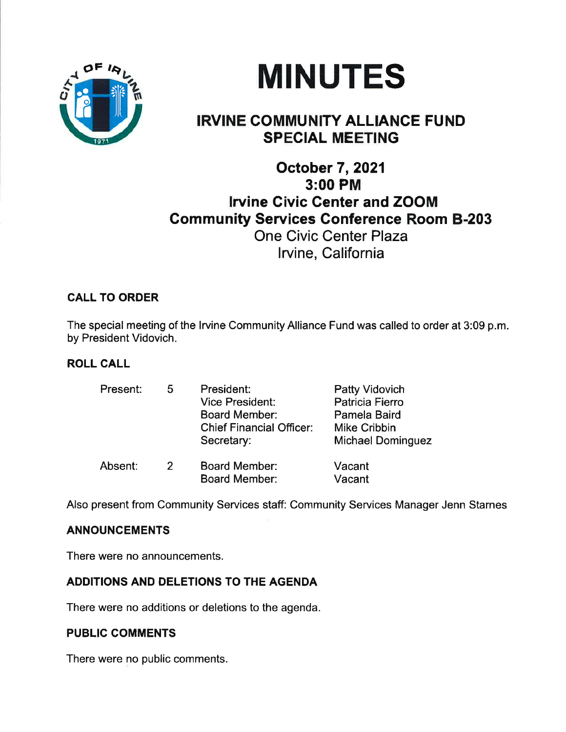# MINUTES

## IRVINE COMMUNITY ALLIANCE FUND SPECIAL MEETING

### October 7, 2021
### 3:00 PM
### Irvine Civic Center and ZOOM
### Community Services Conference Room B-203

One Civic Center Plaza
Irvine, California

**CALL TO ORDER**

The special meeting of the Irvine Community Alliance Fund was called to order at 3:09 p.m. by President Vidovich.

**ROLL CALL**

| | | | |
|---|---|---|---|
| Present: | 5 | President: | Patty Vidovich |
| | | Vice President: | Patricia Fierro |
| | | Board Member: | Pamela Baird |
| | | Chief Financial Officer: | Mike Cribbin |
| | | Secretary: | Michael Dominguez |
| Absent: | 2 | Board Member: | Vacant |
| | | Board Member: | Vacant |

Also present from Community Services staff: Community Services Manager Jenn Starnes

**ANNOUNCEMENTS**

There were no announcements.

**ADDITIONS AND DELETIONS TO THE AGENDA**

There were no additions or deletions to the agenda.

**PUBLIC COMMENTS**

There were no public comments.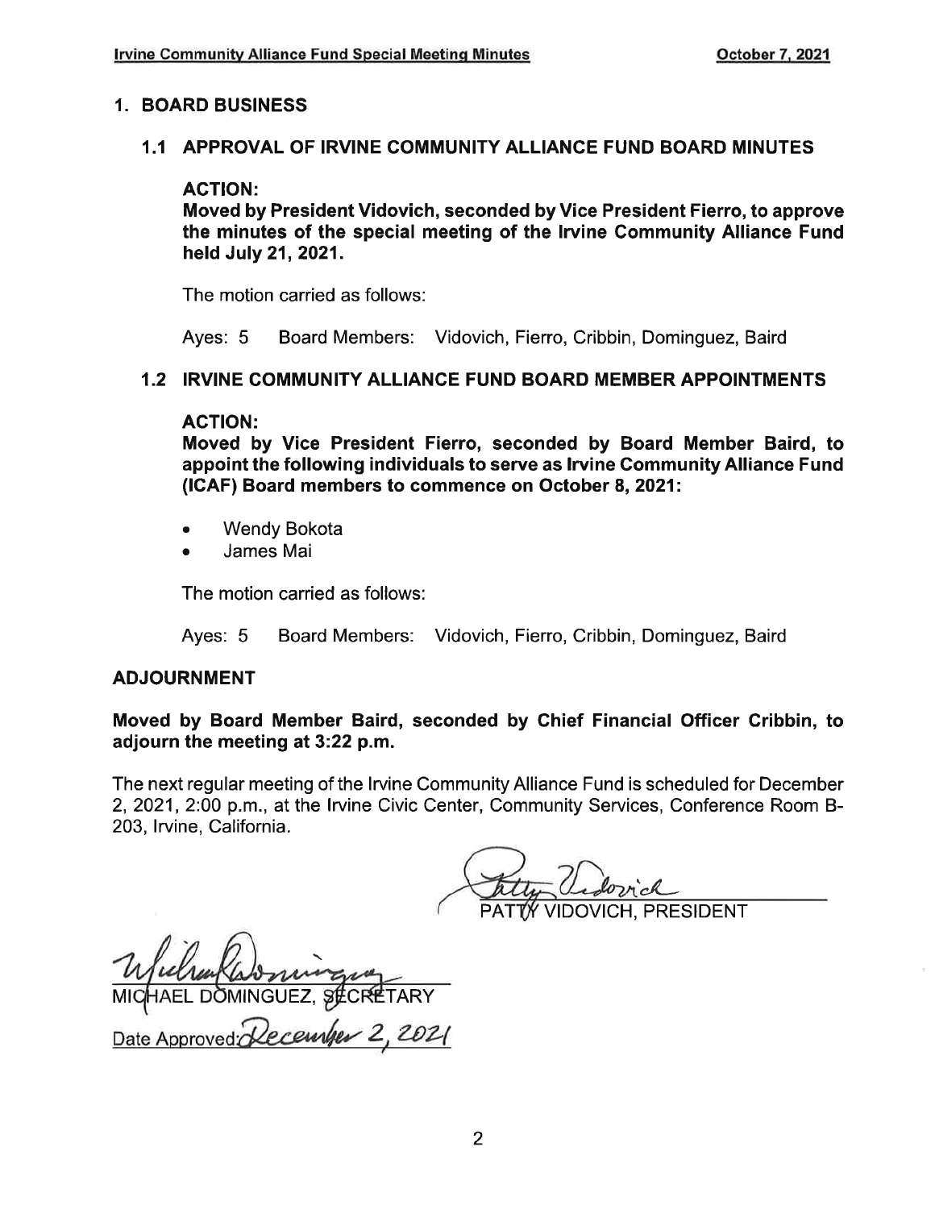## 1. BOARD BUSINESS

### 1.1 APPROVAL OF IRVINE COMMUNITY ALLIANCE FUND BOARD MINUTES

**ACTION:**
**Moved by President Vidovich, seconded by Vice President Fierro, to approve the minutes of the special meeting of the Irvine Community Alliance Fund held July 21, 2021.**

The motion carried as follows:

Ayes: 5 Board Members: Vidovich, Fierro, Cribbin, Dominguez, Baird

### 1.2 IRVINE COMMUNITY ALLIANCE FUND BOARD MEMBER APPOINTMENTS

**ACTION:**
**Moved by Vice President Fierro, seconded by Board Member Baird, to appoint the following individuals to serve as Irvine Community Alliance Fund (ICAF) Board members to commence on October 8, 2021:**

- Wendy Bokota
- James Mai

The motion carried as follows:

Ayes: 5 Board Members: Vidovich, Fierro, Cribbin, Dominguez, Baird

## ADJOURNMENT

**Moved by Board Member Baird, seconded by Chief Financial Officer Cribbin, to adjourn the meeting at 3:22 p.m.**

The next regular meeting of the Irvine Community Alliance Fund is scheduled for December 2, 2021, 2:00 p.m., at the Irvine Civic Center, Community Services, Conference Room B-203, Irvine, California.

PATTY VIDOVICH, PRESIDENT

MICHAEL DOMINGUEZ, SECRETARY

Date Approved: December 2, 2021